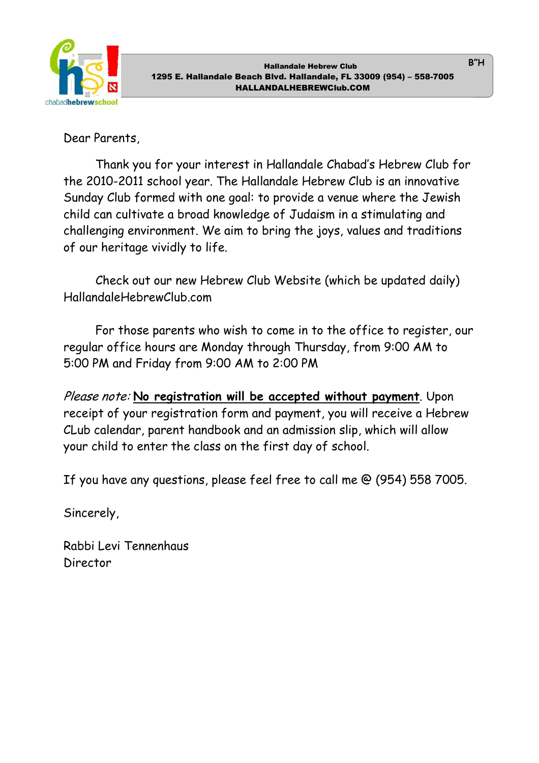B"H

**Hallandale Hebrew Club**
**1295 E. Hallandale Beach Blvd. Hallandale, FL 33009 (954) – 558-7005**
**HALLANDALEHEBREWClub.COM**

Dear Parents,

Thank you for your interest in Hallandale Chabad's Hebrew Club for the 2010-2011 school year. The Hallandale Hebrew Club is an innovative Sunday Club formed with one goal: to provide a venue where the Jewish child can cultivate a broad knowledge of Judaism in a stimulating and challenging environment. We aim to bring the joys, values and traditions of our heritage vividly to life.

Check out our new Hebrew Club Website (which be updated daily) HallandaleHebrewClub.com

For those parents who wish to come in to the office to register, our regular office hours are Monday through Thursday, from 9:00 AM to 5:00 PM and Friday from 9:00 AM to 2:00 PM

*Please note:* **<u>No registration will be accepted without payment</u>**. Upon receipt of your registration form and payment, you will receive a Hebrew CLub calendar, parent handbook and an admission slip, which will allow your child to enter the class on the first day of school.

If you have any questions, please feel free to call me @ (954) 558 7005.

Sincerely,

Rabbi Levi Tennenhaus
Director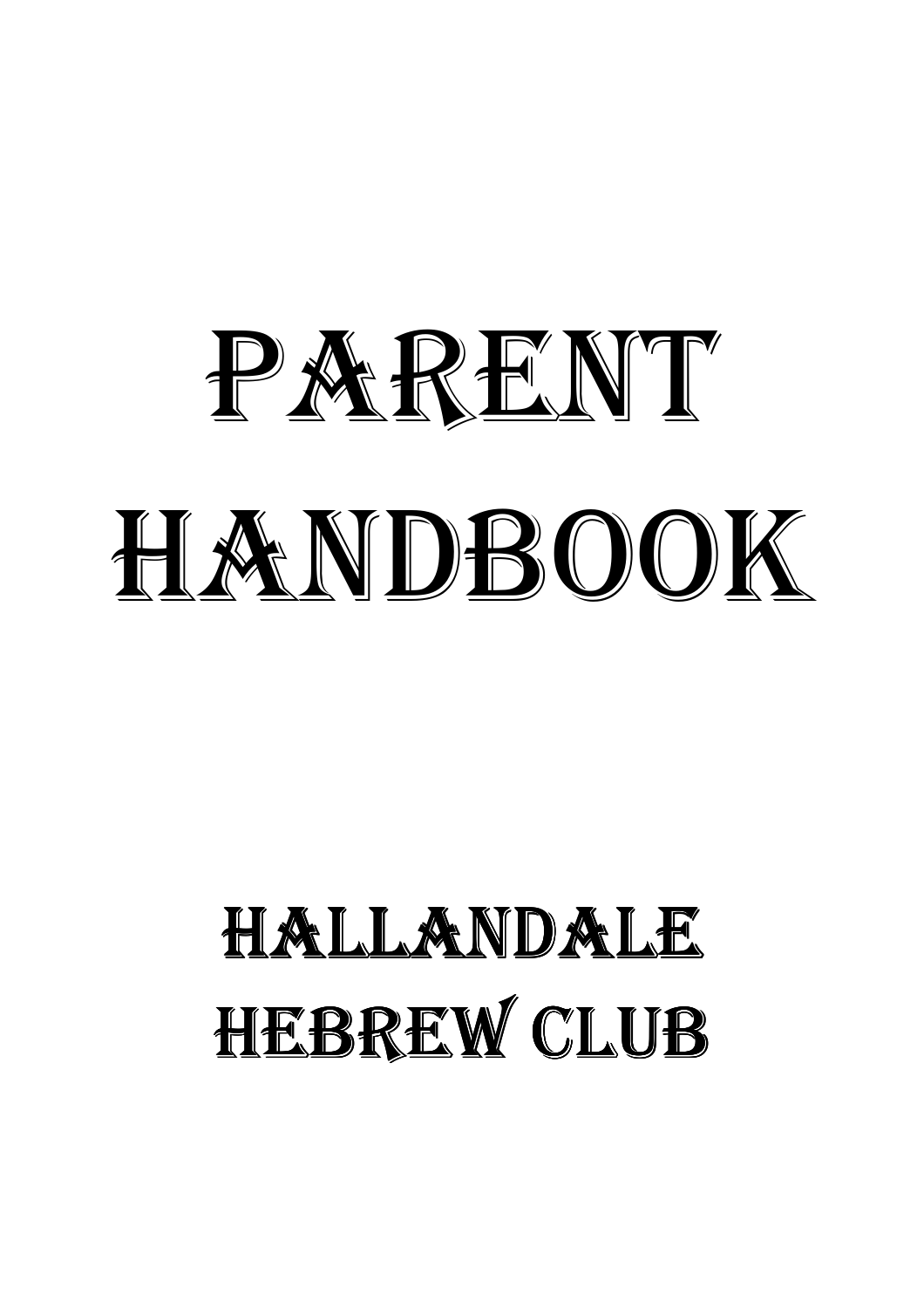# Parent Handbook

## Hallandale Hebrew Club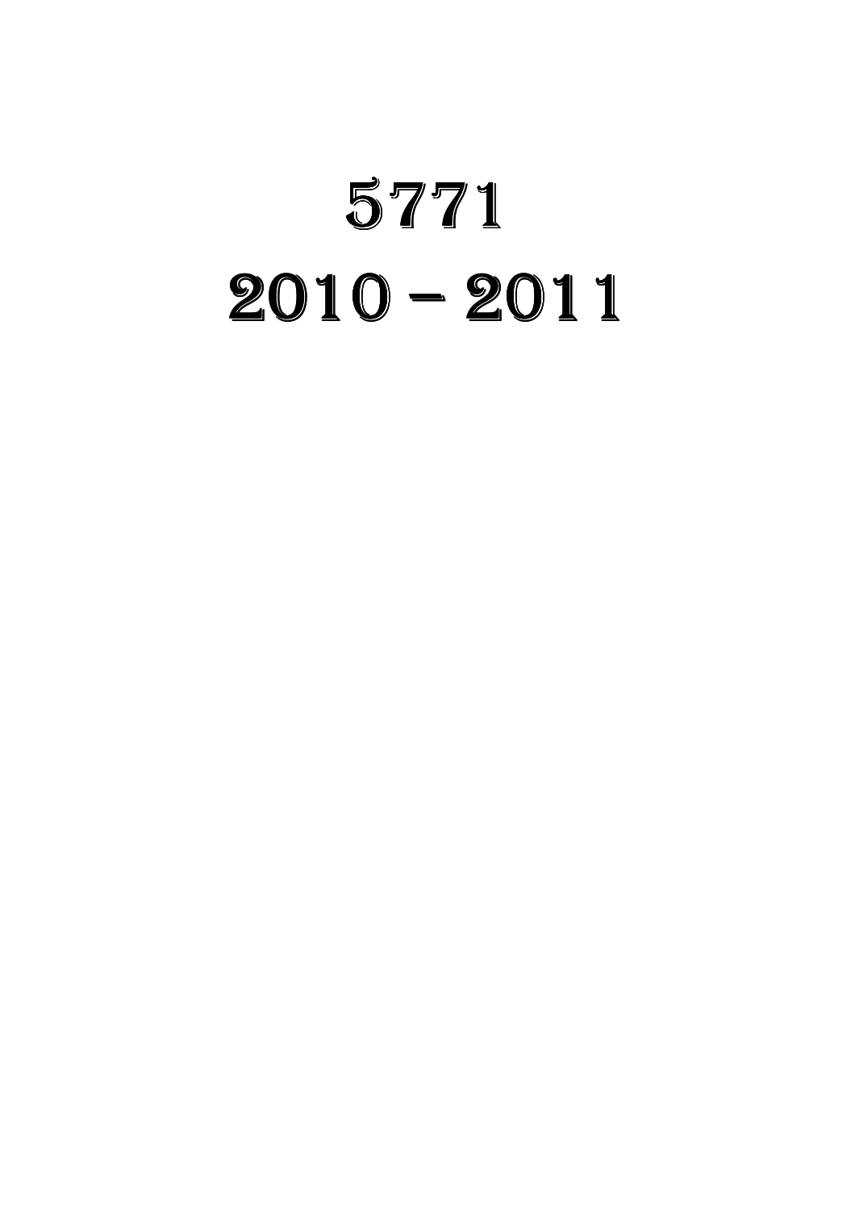# 5771

# 2010 – 2011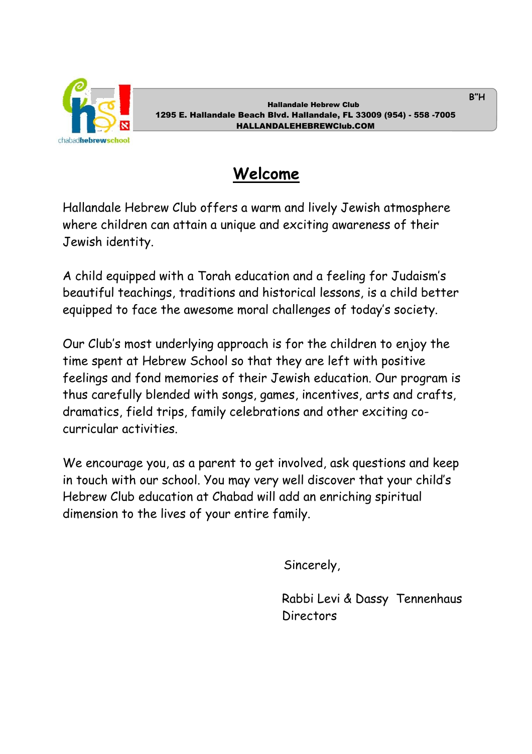B"H

**Hallandale Hebrew Club**
**1295 E. Hallandale Beach Blvd. Hallandale, FL 33009 (954) - 558 -7005**
**HALLANDALEHEBREWClub.COM**

# Welcome

Hallandale Hebrew Club offers a warm and lively Jewish atmosphere where children can attain a unique and exciting awareness of their Jewish identity.

A child equipped with a Torah education and a feeling for Judaism's beautiful teachings, traditions and historical lessons, is a child better equipped to face the awesome moral challenges of today's society.

Our Club's most underlying approach is for the children to enjoy the time spent at Hebrew School so that they are left with positive feelings and fond memories of their Jewish education. Our program is thus carefully blended with songs, games, incentives, arts and crafts, dramatics, field trips, family celebrations and other exciting co-curricular activities.

We encourage you, as a parent to get involved, ask questions and keep in touch with our school. You may very well discover that your child's Hebrew Club education at Chabad will add an enriching spiritual dimension to the lives of your entire family.

Sincerely,

Rabbi Levi & Dassy Tennenhaus
Directors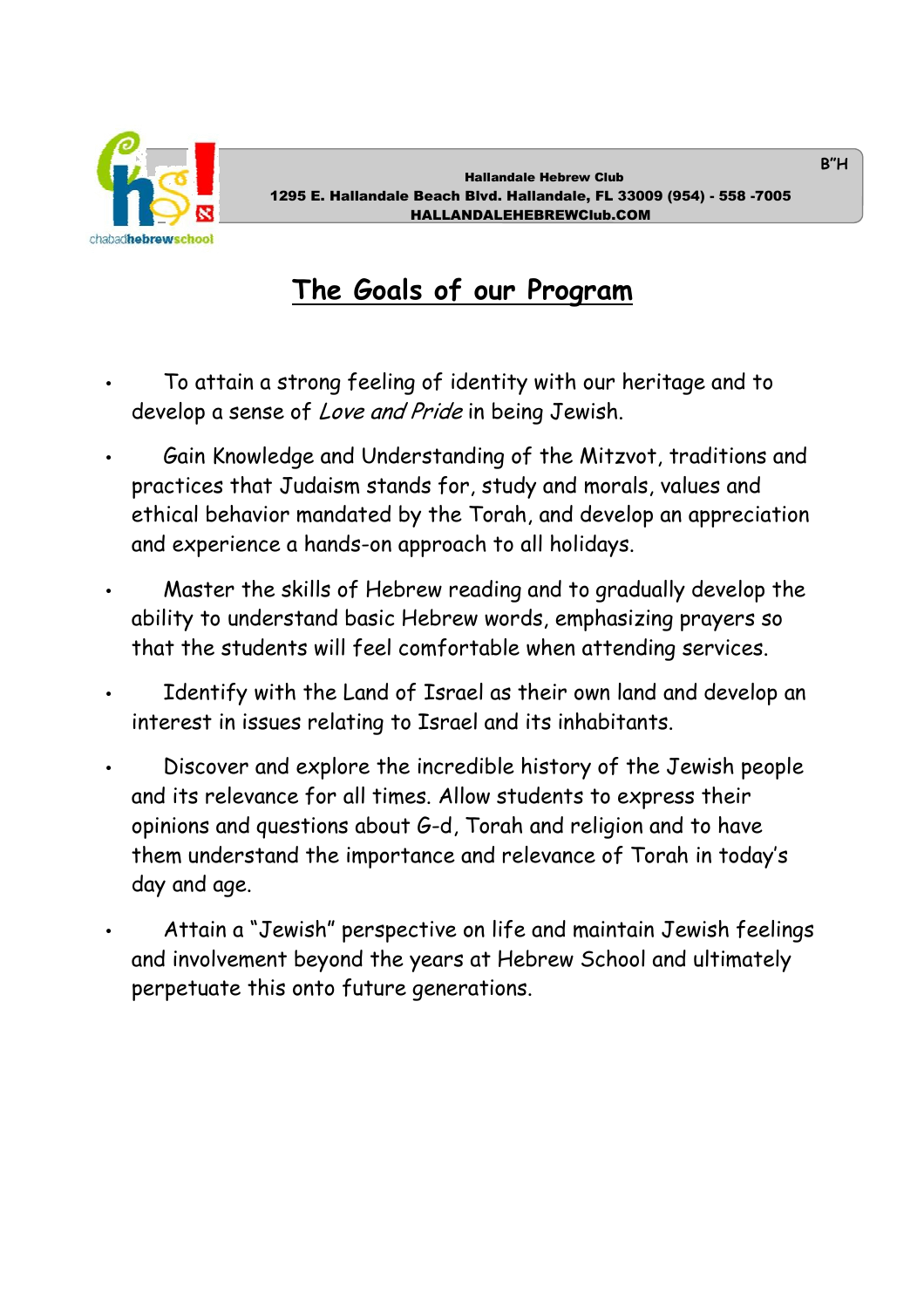B"H

Hallandale Hebrew Club
1295 E. Hallandale Beach Blvd. Hallandale, FL 33009 (954) - 558 -7005
HALLANDALEHEBREWClub.COM

# The Goals of our Program

- To attain a strong feeling of identity with our heritage and to develop a sense of *Love and Pride* in being Jewish.
- Gain Knowledge and Understanding of the Mitzvot, traditions and practices that Judaism stands for, study and morals, values and ethical behavior mandated by the Torah, and develop an appreciation and experience a hands-on approach to all holidays.
- Master the skills of Hebrew reading and to gradually develop the ability to understand basic Hebrew words, emphasizing prayers so that the students will feel comfortable when attending services.
- Identify with the Land of Israel as their own land and develop an interest in issues relating to Israel and its inhabitants.
- Discover and explore the incredible history of the Jewish people and its relevance for all times. Allow students to express their opinions and questions about G-d, Torah and religion and to have them understand the importance and relevance of Torah in today's day and age.
- Attain a "Jewish" perspective on life and maintain Jewish feelings and involvement beyond the years at Hebrew School and ultimately perpetuate this onto future generations.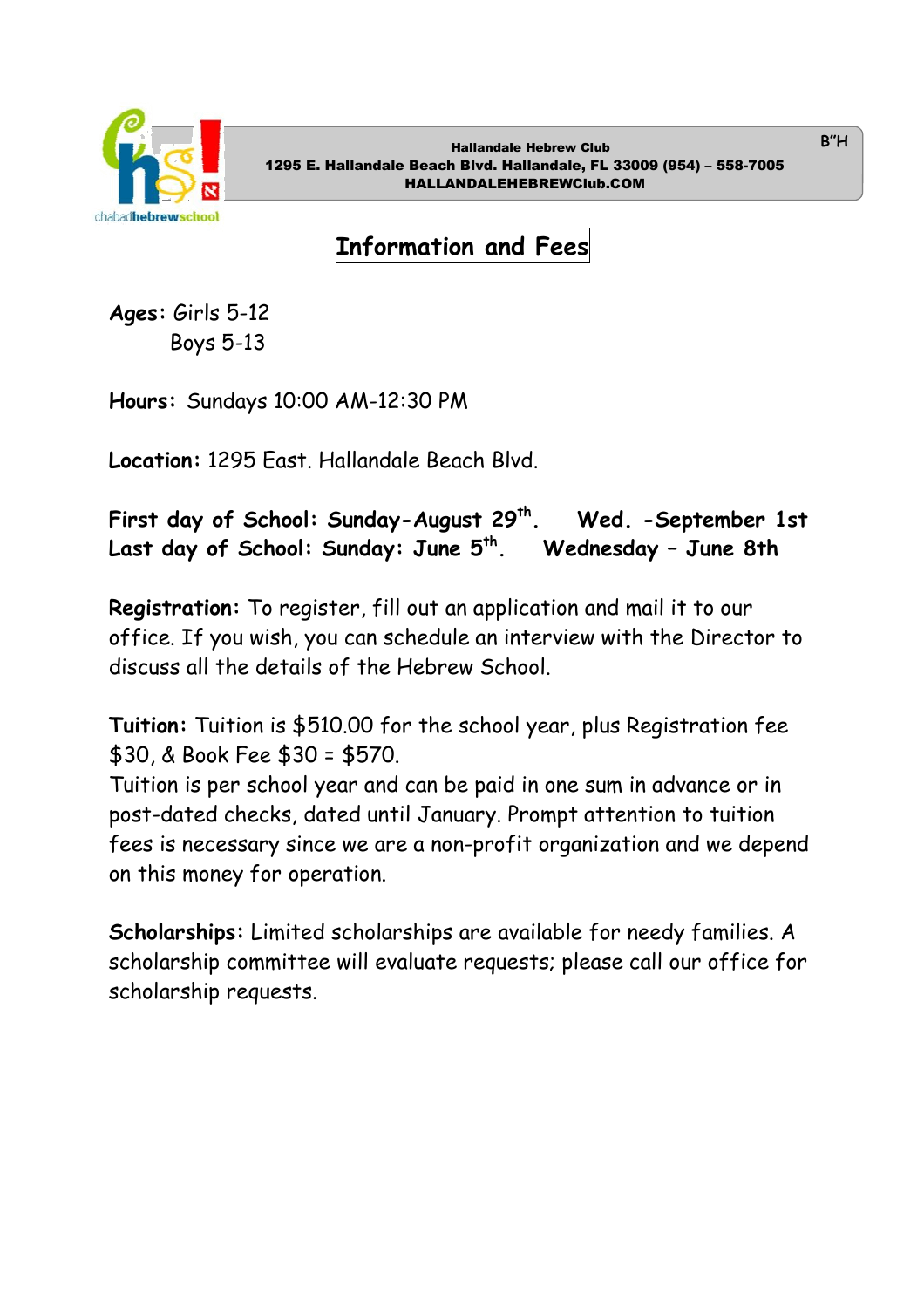B"H

**Hallandale Hebrew Club**
**1295 E. Hallandale Beach Blvd. Hallandale, FL 33009 (954) – 558-7005**
**HALLANDALEHEBREWClub.COM**

# Information and Fees

**Ages:** Girls 5-12
Boys 5-13

**Hours:** Sundays 10:00 AM-12:30 PM

**Location:** 1295 East. Hallandale Beach Blvd.

**First day of School: Sunday-August 29th. Wed. -September 1st**
**Last day of School: Sunday: June 5th. Wednesday – June 8th**

**Registration:** To register, fill out an application and mail it to our office. If you wish, you can schedule an interview with the Director to discuss all the details of the Hebrew School.

**Tuition:** Tuition is $510.00 for the school year, plus Registration fee $30, & Book Fee $30 = $570.
Tuition is per school year and can be paid in one sum in advance or in post-dated checks, dated until January. Prompt attention to tuition fees is necessary since we are a non-profit organization and we depend on this money for operation.

**Scholarships:** Limited scholarships are available for needy families. A scholarship committee will evaluate requests; please call our office for scholarship requests.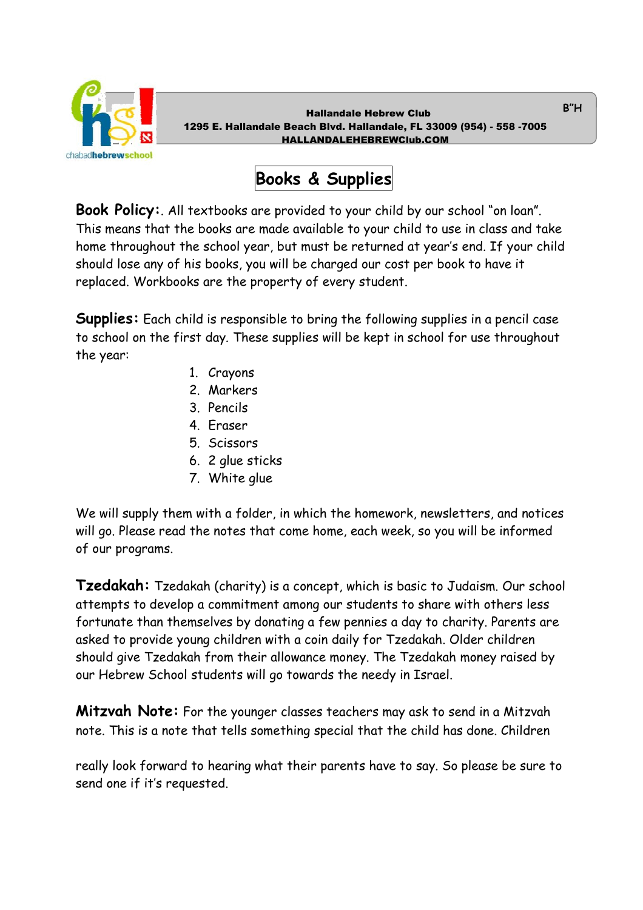Hallandale Hebrew Club
1295 E. Hallandale Beach Blvd. Hallandale, FL 33009 (954) - 558 -7005
HALLANDALEHEBREWClub.COM

B"H

# Books & Supplies

**Book Policy:**. All textbooks are provided to your child by our school "on loan". This means that the books are made available to your child to use in class and take home throughout the school year, but must be returned at year's end. If your child should lose any of his books, you will be charged our cost per book to have it replaced. Workbooks are the property of every student.

**Supplies:** Each child is responsible to bring the following supplies in a pencil case to school on the first day. These supplies will be kept in school for use throughout the year:

1. Crayons
2. Markers
3. Pencils
4. Eraser
5. Scissors
6. 2 glue sticks
7. White glue

We will supply them with a folder, in which the homework, newsletters, and notices will go. Please read the notes that come home, each week, so you will be informed of our programs.

**Tzedakah:** Tzedakah (charity) is a concept, which is basic to Judaism. Our school attempts to develop a commitment among our students to share with others less fortunate than themselves by donating a few pennies a day to charity. Parents are asked to provide young children with a coin daily for Tzedakah. Older children should give Tzedakah from their allowance money. The Tzedakah money raised by our Hebrew School students will go towards the needy in Israel.

**Mitzvah Note:** For the younger classes teachers may ask to send in a Mitzvah note. This is a note that tells something special that the child has done. Children really look forward to hearing what their parents have to say. So please be sure to send one if it's requested.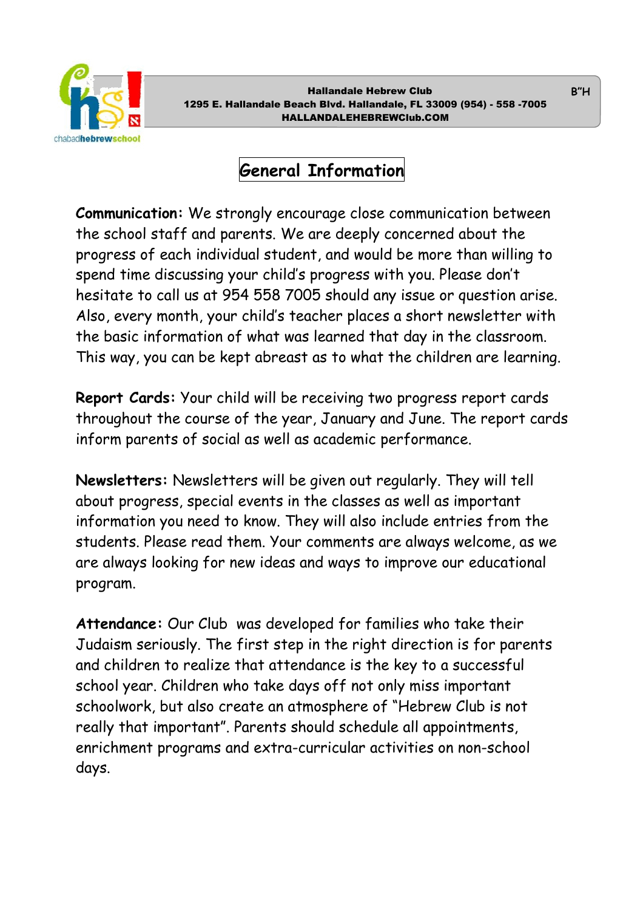Hallandale Hebrew Club
1295 E. Hallandale Beach Blvd. Hallandale, FL 33009 (954) - 558 -7005
HALLANDALEHEBREWClub.COM

B"H

# General Information

**Communication:** We strongly encourage close communication between the school staff and parents. We are deeply concerned about the progress of each individual student, and would be more than willing to spend time discussing your child's progress with you. Please don't hesitate to call us at 954 558 7005 should any issue or question arise. Also, every month, your child's teacher places a short newsletter with the basic information of what was learned that day in the classroom. This way, you can be kept abreast as to what the children are learning.

**Report Cards:** Your child will be receiving two progress report cards throughout the course of the year, January and June. The report cards inform parents of social as well as academic performance.

**Newsletters:** Newsletters will be given out regularly. They will tell about progress, special events in the classes as well as important information you need to know. They will also include entries from the students. Please read them. Your comments are always welcome, as we are always looking for new ideas and ways to improve our educational program.

**Attendance:** Our Club was developed for families who take their Judaism seriously. The first step in the right direction is for parents and children to realize that attendance is the key to a successful school year. Children who take days off not only miss important schoolwork, but also create an atmosphere of "Hebrew Club is not really that important". Parents should schedule all appointments, enrichment programs and extra-curricular activities on non-school days.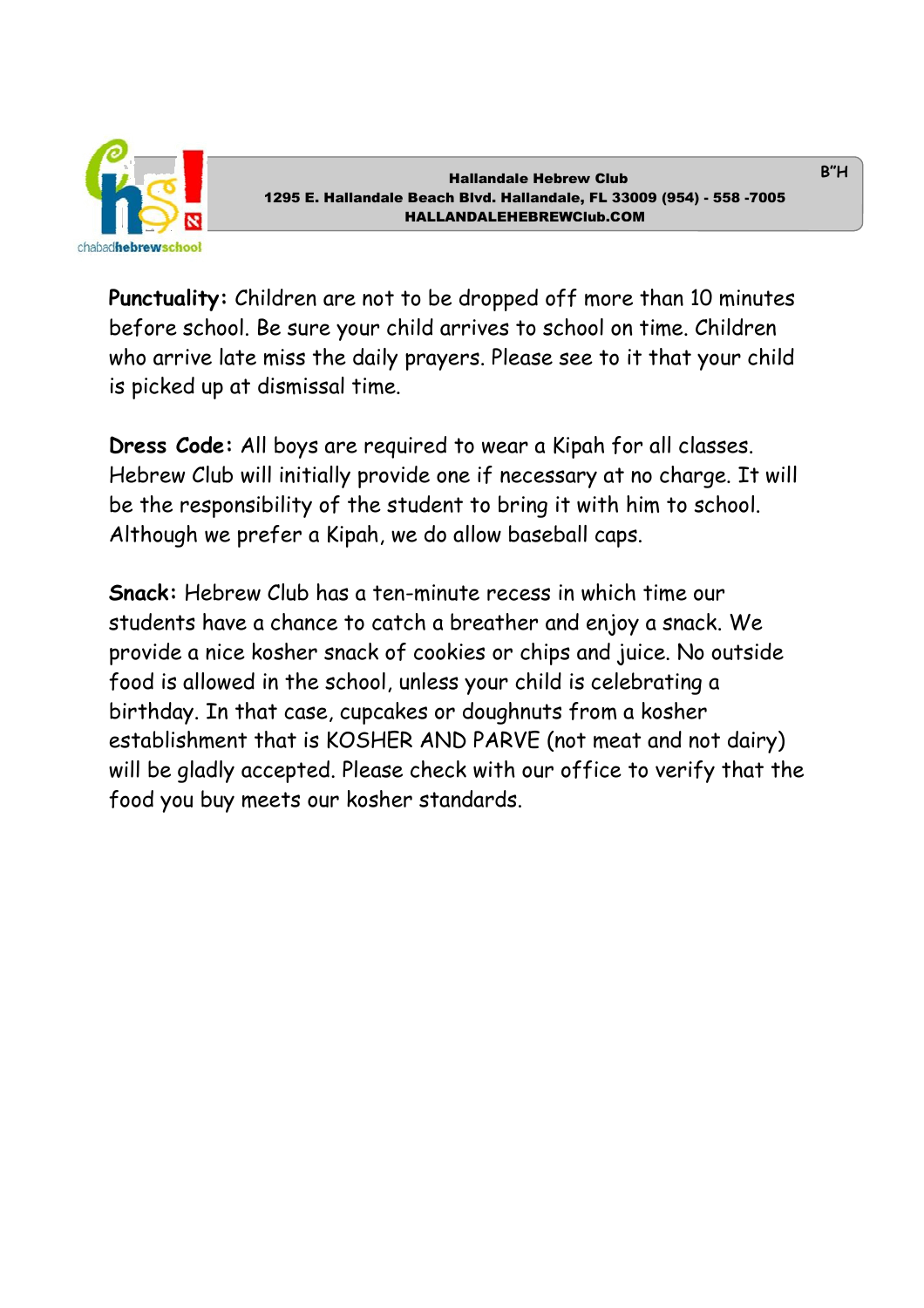**Punctuality:** Children are not to be dropped off more than 10 minutes before school. Be sure your child arrives to school on time. Children who arrive late miss the daily prayers. Please see to it that your child is picked up at dismissal time.

**Dress Code:** All boys are required to wear a Kipah for all classes. Hebrew Club will initially provide one if necessary at no charge. It will be the responsibility of the student to bring it with him to school. Although we prefer a Kipah, we do allow baseball caps.

**Snack:** Hebrew Club has a ten-minute recess in which time our students have a chance to catch a breather and enjoy a snack. We provide a nice kosher snack of cookies or chips and juice. No outside food is allowed in the school, unless your child is celebrating a birthday. In that case, cupcakes or doughnuts from a kosher establishment that is KOSHER AND PARVE (not meat and not dairy) will be gladly accepted. Please check with our office to verify that the food you buy meets our kosher standards.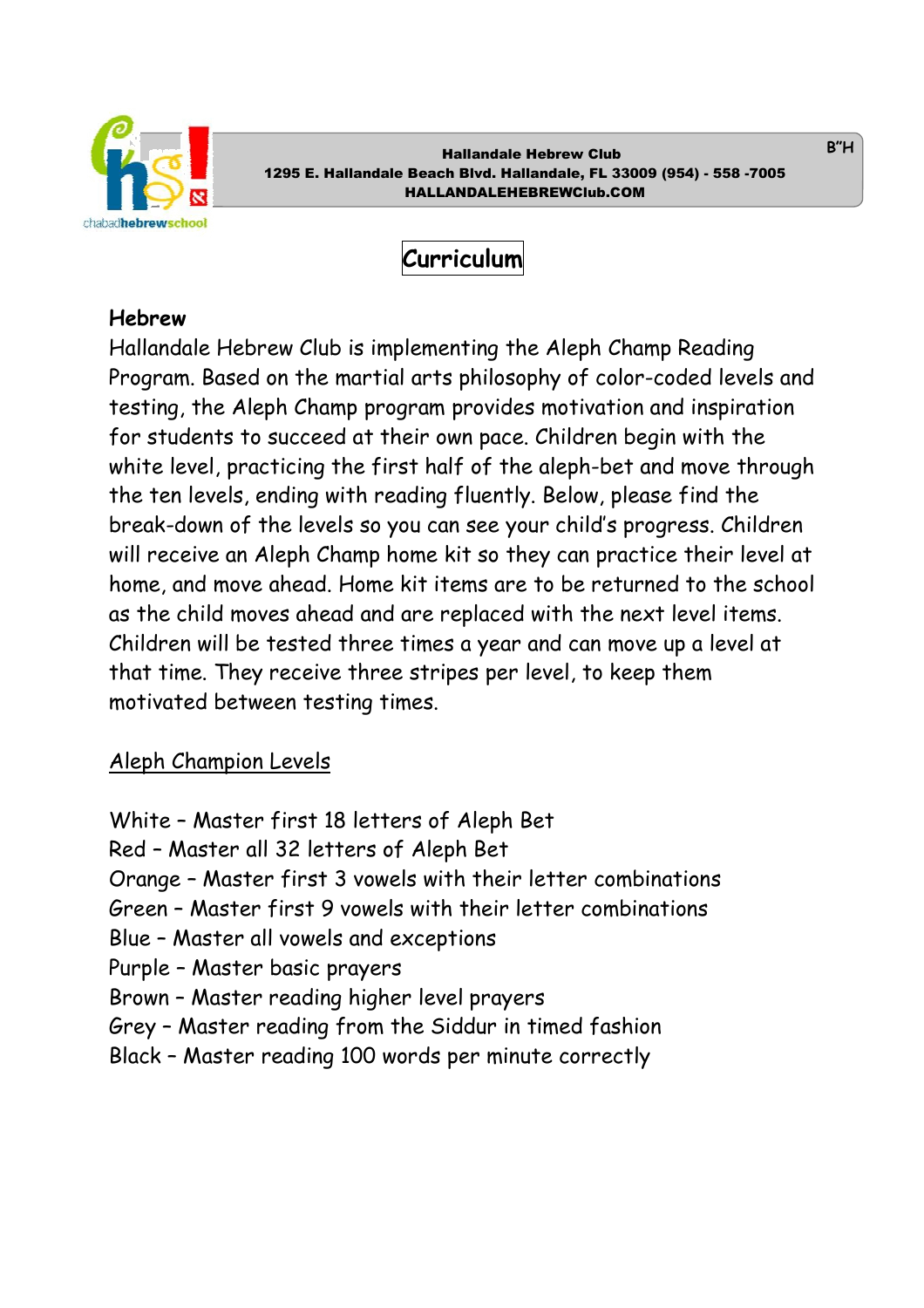Hallandale Hebrew Club
1295 E. Hallandale Beach Blvd. Hallandale, FL 33009 (954) - 558 -7005
HALLANDALEHEBREWClub.COM

B"H

# Curriculum

## Hebrew

Hallandale Hebrew Club is implementing the Aleph Champ Reading Program. Based on the martial arts philosophy of color-coded levels and testing, the Aleph Champ program provides motivation and inspiration for students to succeed at their own pace. Children begin with the white level, practicing the first half of the aleph-bet and move through the ten levels, ending with reading fluently. Below, please find the break-down of the levels so you can see your child's progress. Children will receive an Aleph Champ home kit so they can practice their level at home, and move ahead. Home kit items are to be returned to the school as the child moves ahead and are replaced with the next level items. Children will be tested three times a year and can move up a level at that time. They receive three stripes per level, to keep them motivated between testing times.

<u>Aleph Champion Levels</u>

White – Master first 18 letters of Aleph Bet
Red – Master all 32 letters of Aleph Bet
Orange – Master first 3 vowels with their letter combinations
Green – Master first 9 vowels with their letter combinations
Blue – Master all vowels and exceptions
Purple – Master basic prayers
Brown – Master reading higher level prayers
Grey – Master reading from the Siddur in timed fashion
Black – Master reading 100 words per minute correctly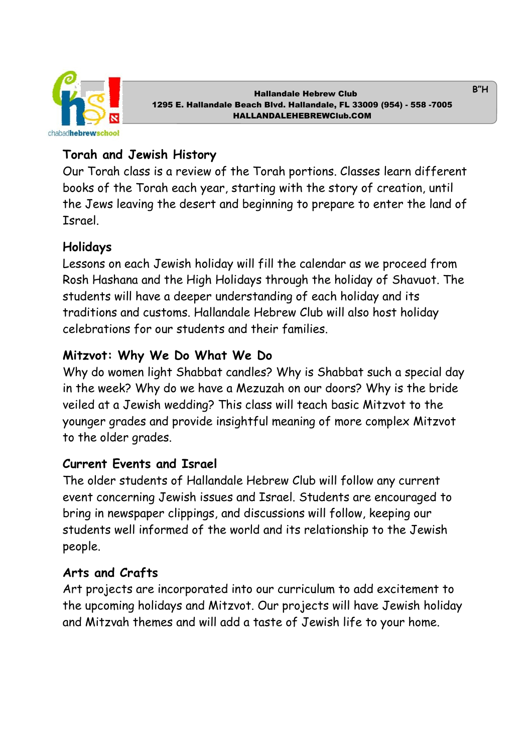B"H

**Hallandale Hebrew Club**
**1295 E. Hallandale Beach Blvd. Hallandale, FL 33009 (954) - 558 -7005**
**HALLANDALEHEBREWClub.COM**

## Torah and Jewish History

Our Torah class is a review of the Torah portions. Classes learn different books of the Torah each year, starting with the story of creation, until the Jews leaving the desert and beginning to prepare to enter the land of Israel.

## Holidays

Lessons on each Jewish holiday will fill the calendar as we proceed from Rosh Hashana and the High Holidays through the holiday of Shavuot. The students will have a deeper understanding of each holiday and its traditions and customs. Hallandale Hebrew Club will also host holiday celebrations for our students and their families.

## Mitzvot: Why We Do What We Do

Why do women light Shabbat candles? Why is Shabbat such a special day in the week? Why do we have a Mezuzah on our doors? Why is the bride veiled at a Jewish wedding? This class will teach basic Mitzvot to the younger grades and provide insightful meaning of more complex Mitzvot to the older grades.

## Current Events and Israel

The older students of Hallandale Hebrew Club will follow any current event concerning Jewish issues and Israel. Students are encouraged to bring in newspaper clippings, and discussions will follow, keeping our students well informed of the world and its relationship to the Jewish people.

## Arts and Crafts

Art projects are incorporated into our curriculum to add excitement to the upcoming holidays and Mitzvot. Our projects will have Jewish holiday and Mitzvah themes and will add a taste of Jewish life to your home.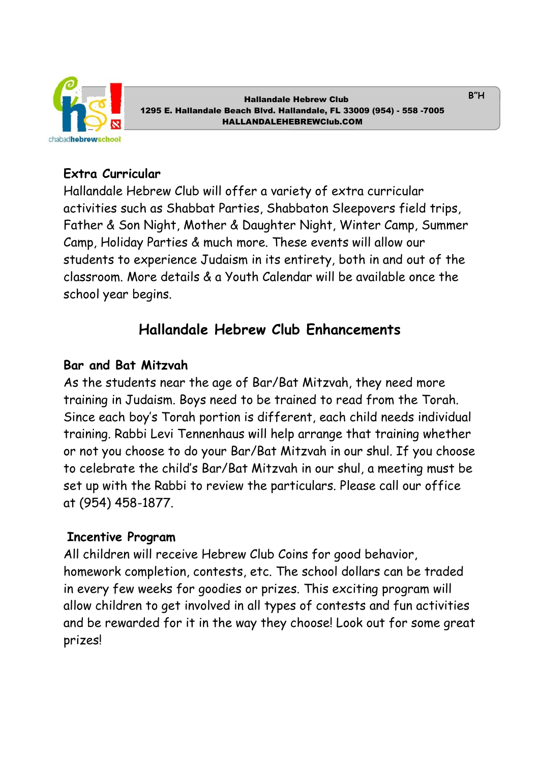## Extra Curricular

Hallandale Hebrew Club will offer a variety of extra curricular activities such as Shabbat Parties, Shabbaton Sleepovers field trips, Father & Son Night, Mother & Daughter Night, Winter Camp, Summer Camp, Holiday Parties & much more. These events will allow our students to experience Judaism in its entirety, both in and out of the classroom. More details & a Youth Calendar will be available once the school year begins.

# Hallandale Hebrew Club Enhancements

## Bar and Bat Mitzvah

As the students near the age of Bar/Bat Mitzvah, they need more training in Judaism. Boys need to be trained to read from the Torah. Since each boy's Torah portion is different, each child needs individual training. Rabbi Levi Tennenhaus will help arrange that training whether or not you choose to do your Bar/Bat Mitzvah in our shul. If you choose to celebrate the child's Bar/Bat Mitzvah in our shul, a meeting must be set up with the Rabbi to review the particulars. Please call our office at (954) 458-1877.

## Incentive Program

All children will receive Hebrew Club Coins for good behavior, homework completion, contests, etc. The school dollars can be traded in every few weeks for goodies or prizes. This exciting program will allow children to get involved in all types of contests and fun activities and be rewarded for it in the way they choose! Look out for some great prizes!